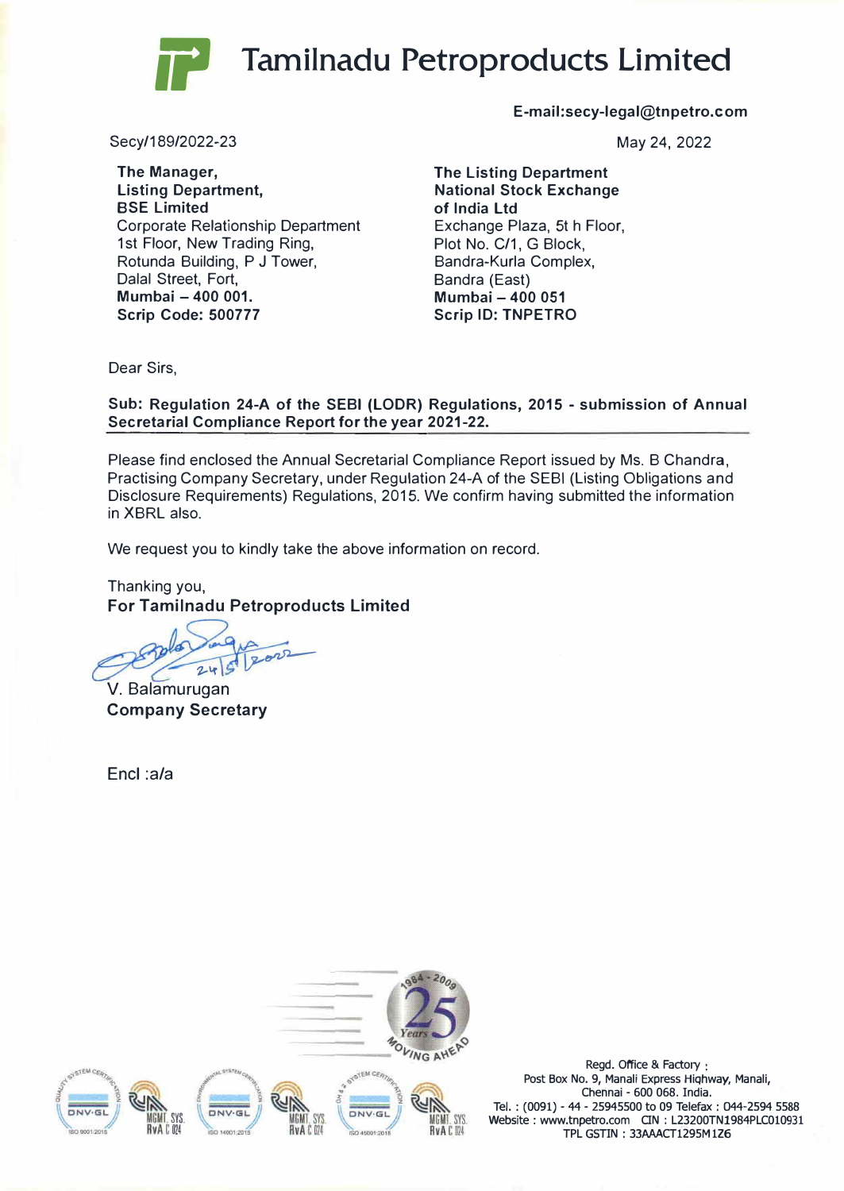# Tamilnadu Petroproducts Limited

**E-mail:secy-legal@tnpetro.com**

Secy/189/2022-23

May 24, 2022

**The Manager,**
**Listing Department,**
**BSE Limited**
Corporate Relationship Department
1st Floor, New Trading Ring,
Rotunda Building, P J Tower,
Dalal Street, Fort,
**Mumbai – 400 001.**
**Scrip Code: 500777**

**The Listing Department**
**National Stock Exchange**
**of India Ltd**
Exchange Plaza, 5t h Floor,
Plot No. C/1, G Block,
Bandra-Kurla Complex,
Bandra (East)
**Mumbai – 400 051**
**Scrip ID: TNPETRO**

Dear Sirs,

**Sub: Regulation 24-A of the SEBI (LODR) Regulations, 2015 - submission of Annual Secretarial Compliance Report for the year 2021-22.**

Please find enclosed the Annual Secretarial Compliance Report issued by Ms. B Chandra, Practising Company Secretary, under Regulation 24-A of the SEBI (Listing Obligations and Disclosure Requirements) Regulations, 2015. We confirm having submitted the information in XBRL also.

We request you to kindly take the above information on record.

Thanking you,
**For Tamilnadu Petroproducts Limited**

24/5/2022

V. Balamurugan
**Company Secretary**

Encl :a/a

Regd. Office & Factory :
Post Box No. 9, Manali Express Highway, Manali,
Chennai - 600 068. India.
Tel. : (0091) - 44 - 25945500 to 09 Telefax : 044-2594 5588
Website : www.tnpetro.com CIN : L23200TN1984PLC010931
TPL GSTIN : 33AAACT1295M1Z6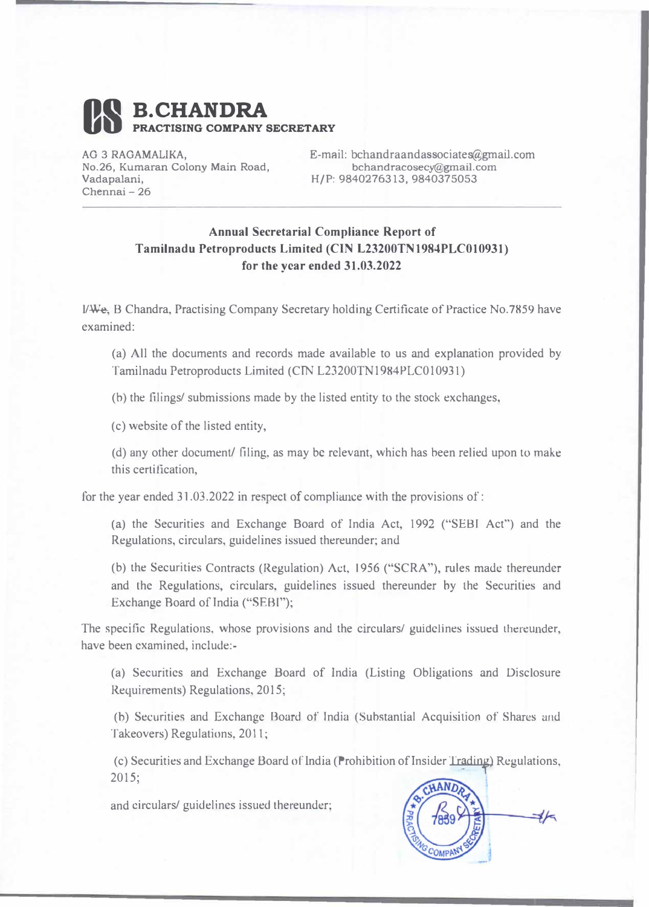# B.CHANDRA

**PRACTISING COMPANY SECRETARY**

AG 3 RAGAMALIKA,
No.26, Kumaran Colony Main Road,
Vadapalani,
Chennai – 26

E-mail: bchandraandassociates@gmail.com
bchandracosecy@gmail.com
H/P: 9840276313, 9840375053

---

**Annual Secretarial Compliance Report of Tamilnadu Petroproducts Limited (CIN L23200TN1984PLC010931) for the year ended 31.03.2022**

I/~~We~~, B Chandra, Practising Company Secretary holding Certificate of Practice No.7859 have examined:

(a) All the documents and records made available to us and explanation provided by Tamilnadu Petroproducts Limited (CIN L23200TN1984PLC010931)

(b) the filings/ submissions made by the listed entity to the stock exchanges,

(c) website of the listed entity,

(d) any other document/ filing, as may be relevant, which has been relied upon to make this certification,

for the year ended 31.03.2022 in respect of compliance with the provisions of :

(a) the Securities and Exchange Board of India Act, 1992 ("SEBI Act") and the Regulations, circulars, guidelines issued thereunder; and

(b) the Securities Contracts (Regulation) Act, 1956 ("SCRA"), rules made thereunder and the Regulations, circulars, guidelines issued thereunder by the Securities and Exchange Board of India ("SEBI");

The specific Regulations, whose provisions and the circulars/ guidelines issued thereunder, have been examined, include:-

(a) Securities and Exchange Board of India (Listing Obligations and Disclosure Requirements) Regulations, 2015;

(b) Securities and Exchange Board of India (Substantial Acquisition of Shares and Takeovers) Regulations, 2011;

(c) Securities and Exchange Board of India (Prohibition of Insider Trading) Regulations, 2015;

and circulars/ guidelines issued thereunder;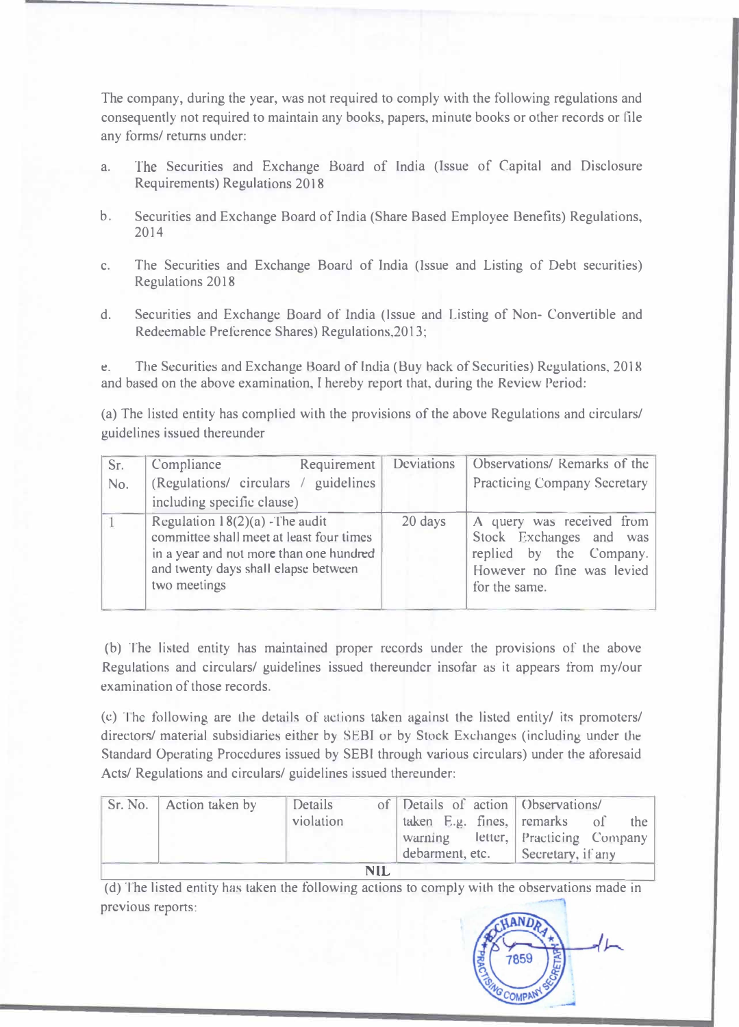The company, during the year, was not required to comply with the following regulations and consequently not required to maintain any books, papers, minute books or other records or file any forms/ returns under:

a. The Securities and Exchange Board of India (Issue of Capital and Disclosure Requirements) Regulations 2018

b. Securities and Exchange Board of India (Share Based Employee Benefits) Regulations, 2014

c. The Securities and Exchange Board of India (Issue and Listing of Debt securities) Regulations 2018

d. Securities and Exchange Board of India (Issue and Listing of Non- Convertible and Redeemable Preference Shares) Regulations,2013;

e. The Securities and Exchange Board of India (Buy back of Securities) Regulations, 2018 and based on the above examination, I hereby report that, during the Review Period:

(a) The listed entity has complied with the provisions of the above Regulations and circulars/ guidelines issued thereunder

| Sr. No. | Compliance Requirement (Regulations/ circulars / guidelines including specific clause) | Deviations | Observations/ Remarks of the Practicing Company Secretary |
|---|---|---|---|
| 1 | Regulation 18(2)(a) - The audit committee shall meet at least four times in a year and not more than one hundred and twenty days shall elapse between two meetings | 20 days | A query was received from Stock Exchanges and was replied by the Company. However no fine was levied for the same. |

(b) The listed entity has maintained proper records under the provisions of the above Regulations and circulars/ guidelines issued thereunder insofar as it appears from my/our examination of those records.

(c) The following are the details of actions taken against the listed entity/ its promoters/ directors/ material subsidiaries either by SEBI or by Stock Exchanges (including under the Standard Operating Procedures issued by SEBI through various circulars) under the aforesaid Acts/ Regulations and circulars/ guidelines issued thereunder:

| Sr. No. | Action taken by | Details of violation | Details of action taken E.g. fines, warning letter, debarment, etc. | Observations/ remarks of the Practicing Company Secretary, if any |
|---|---|---|---|---|
| NIL | | | | |

(d) The listed entity has taken the following actions to comply with the observations made in previous reports: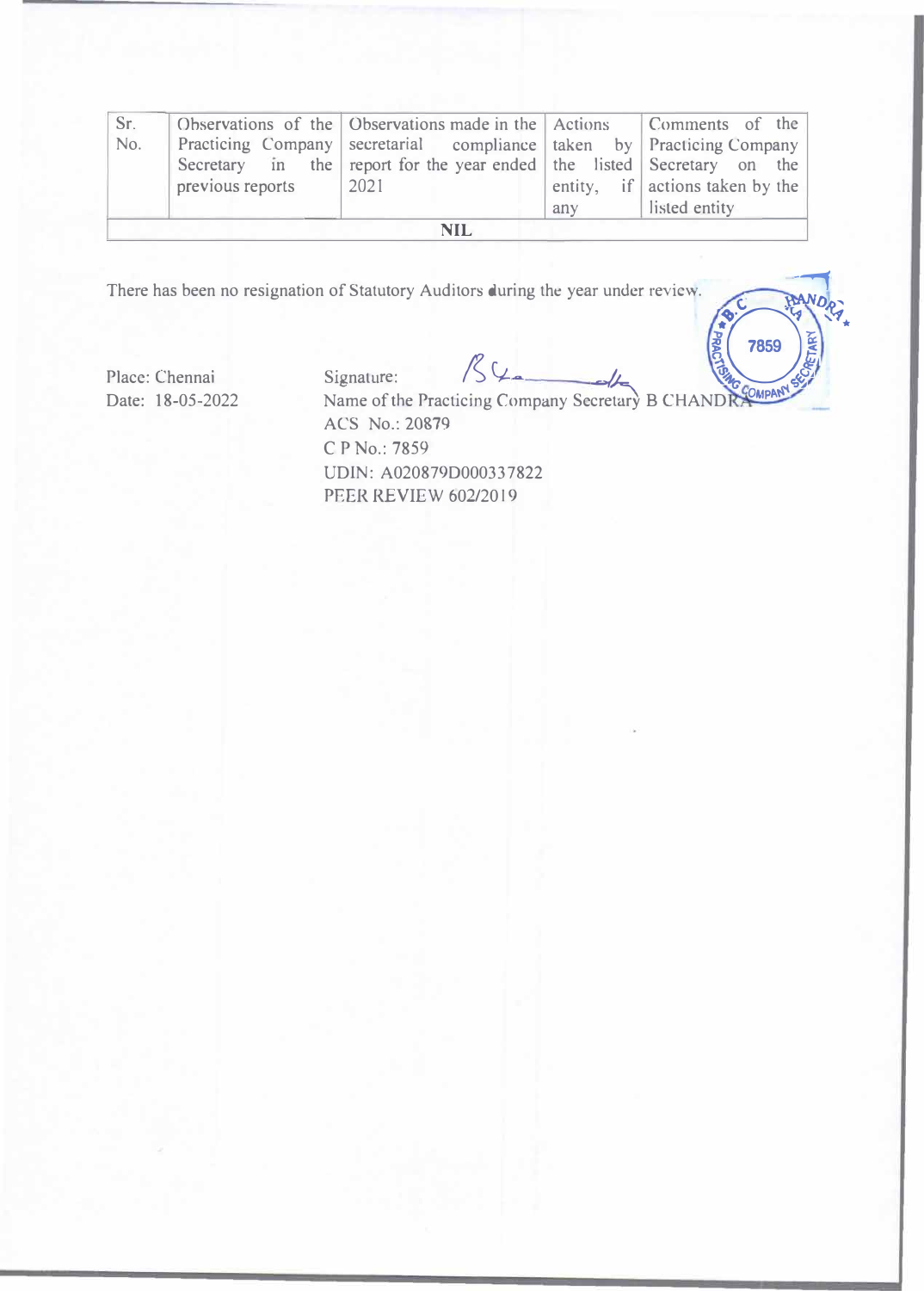| Sr. No. | Observations of the Practicing Company Secretary in the previous reports | Observations made in the secretarial compliance report for the year ended 2021 | Actions taken by the listed entity, if any | Comments of the Practicing Company Secretary on the actions taken by the listed entity |
|---|---|---|---|---|
| **NIL** | | | | |

There has been no resignation of Statutory Auditors during the year under review.

Place: Chennai
Date: 18-05-2022

Signature:
Name of the Practicing Company Secretary B CHANDRA
ACS No.: 20879
C P No.: 7859
UDIN: A020879D000337822
PEER REVIEW 602/2019